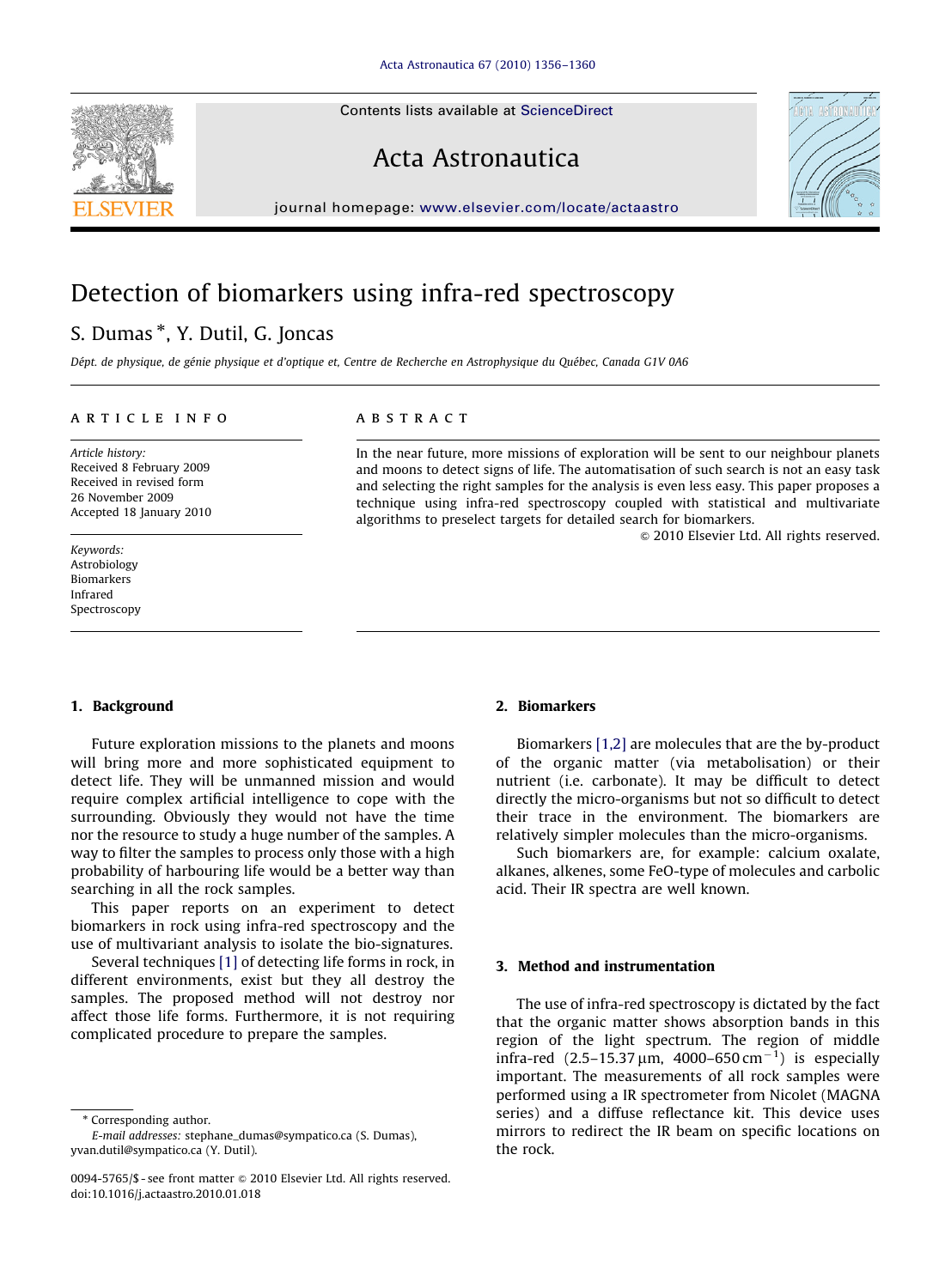# Detection of biomarkers using infra-red spectroscopy

S. Dumas *, Y. Dutil, G. Joncas

*Dépt. de physique, de génie physique et d'optique et, Centre de Recherche en Astrophysique du Québec, Canada G1V 0A6*

**ARTICLE INFO**

*Article history:*
Received 8 February 2009
Received in revised form
26 November 2009
Accepted 18 January 2010

*Keywords:*
Astrobiology
Biomarkers
Infrared
Spectroscopy

**ABSTRACT**

In the near future, more missions of exploration will be sent to our neighbour planets and moons to detect signs of life. The automatisation of such search is not an easy task and selecting the right samples for the analysis is even less easy. This paper proposes a technique using infra-red spectroscopy coupled with statistical and multivariate algorithms to preselect targets for detailed search for biomarkers.

© 2010 Elsevier Ltd. All rights reserved.

## 1. Background

Future exploration missions to the planets and moons will bring more and more sophisticated equipment to detect life. They will be unmanned mission and would require complex artificial intelligence to cope with the surrounding. Obviously they would not have the time nor the resource to study a huge number of the samples. A way to filter the samples to process only those with a high probability of harbouring life would be a better way than searching in all the rock samples.

This paper reports on an experiment to detect biomarkers in rock using infra-red spectroscopy and the use of multivariant analysis to isolate the bio-signatures.

Several techniques [1] of detecting life forms in rock, in different environments, exist but they all destroy the samples. The proposed method will not destroy nor affect those life forms. Furthermore, it is not requiring complicated procedure to prepare the samples.

## 2. Biomarkers

Biomarkers [1,2] are molecules that are the by-product of the organic matter (via metabolisation) or their nutrient (i.e. carbonate). It may be difficult to detect directly the micro-organisms but not so difficult to detect their trace in the environment. The biomarkers are relatively simpler molecules than the micro-organisms.

Such biomarkers are, for example: calcium oxalate, alkanes, alkenes, some FeO-type of molecules and carbolic acid. Their IR spectra are well known.

## 3. Method and instrumentation

The use of infra-red spectroscopy is dictated by the fact that the organic matter shows absorption bands in this region of the light spectrum. The region of middle infra-red (2.5–15.37 μm, 4000–650 $cm^{-1}$) is especially important. The measurements of all rock samples were performed using a IR spectrometer from Nicolet (MAGNA series) and a diffuse reflectance kit. This device uses mirrors to redirect the IR beam on specific locations on the rock.

\* Corresponding author.
*E-mail addresses:* stephane_dumas@sympatico.ca (S. Dumas), yvan.dutil@sympatico.ca (Y. Dutil).

0094-5765/$ - see front matter © 2010 Elsevier Ltd. All rights reserved.
doi:10.1016/j.actaastro.2010.01.018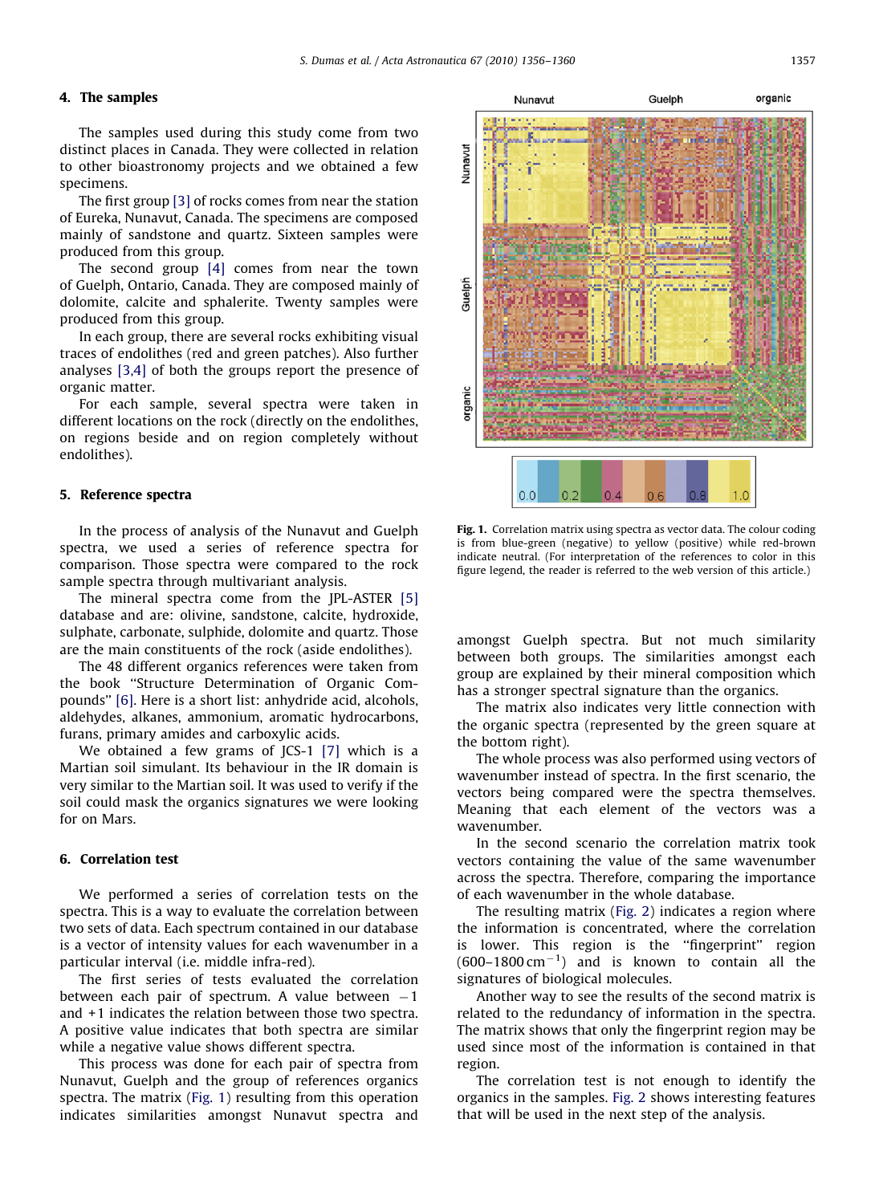## 4. The samples

The samples used during this study come from two distinct places in Canada. They were collected in relation to other bioastronomy projects and we obtained a few specimens.

The first group [3] of rocks comes from near the station of Eureka, Nunavut, Canada. The specimens are composed mainly of sandstone and quartz. Sixteen samples were produced from this group.

The second group [4] comes from near the town of Guelph, Ontario, Canada. They are composed mainly of dolomite, calcite and sphalerite. Twenty samples were produced from this group.

In each group, there are several rocks exhibiting visual traces of endolithes (red and green patches). Also further analyses [3,4] of both the groups report the presence of organic matter.

For each sample, several spectra were taken in different locations on the rock (directly on the endolithes, on regions beside and on region completely without endolithes).

## 5. Reference spectra

In the process of analysis of the Nunavut and Guelph spectra, we used a series of reference spectra for comparison. Those spectra were compared to the rock sample spectra through multivariant analysis.

The mineral spectra come from the JPL-ASTER [5] database and are: olivine, sandstone, calcite, hydroxide, sulphate, carbonate, sulphide, dolomite and quartz. Those are the main constituents of the rock (aside endolithes).

The 48 different organics references were taken from the book "Structure Determination of Organic Compounds" [6]. Here is a short list: anhydride acid, alcohols, aldehydes, alkanes, ammonium, aromatic hydrocarbons, furans, primary amides and carboxylic acids.

We obtained a few grams of JCS-1 [7] which is a Martian soil simulant. Its behaviour in the IR domain is very similar to the Martian soil. It was used to verify if the soil could mask the organics signatures we were looking for on Mars.

## 6. Correlation test

We performed a series of correlation tests on the spectra. This is a way to evaluate the correlation between two sets of data. Each spectrum contained in our database is a vector of intensity values for each wavenumber in a particular interval (i.e. middle infra-red).

The first series of tests evaluated the correlation between each pair of spectrum. A value between $-1$ and $+1$ indicates the relation between those two spectra. A positive value indicates that both spectra are similar while a negative value shows different spectra.

This process was done for each pair of spectra from Nunavut, Guelph and the group of references organics spectra. The matrix (Fig. 1) resulting from this operation indicates similarities amongst Nunavut spectra and amongst Guelph spectra. But not much similarity between both groups. The similarities amongst each group are explained by their mineral composition which has a stronger spectral signature than the organics.

The matrix also indicates very little connection with the organic spectra (represented by the green square at the bottom right).

The whole process was also performed using vectors of wavenumber instead of spectra. In the first scenario, the vectors being compared were the spectra themselves. Meaning that each element of the vectors was a wavenumber.

In the second scenario the correlation matrix took vectors containing the value of the same wavenumber across the spectra. Therefore, comparing the importance of each wavenumber in the whole database.

The resulting matrix (Fig. 2) indicates a region where the information is concentrated, where the correlation is lower. This region is the "fingerprint" region (600–1800 $\text{cm}^{-1}$) and is known to contain all the signatures of biological molecules.

Another way to see the results of the second matrix is related to the redundancy of information in the spectra. The matrix shows that only the fingerprint region may be used since most of the information is contained in that region.

The correlation test is not enough to identify the organics in the samples. Fig. 2 shows interesting features that will be used in the next step of the analysis.

**Fig. 1.** Correlation matrix using spectra as vector data. The colour coding is from blue-green (negative) to yellow (positive) while red-brown indicate neutral. (For interpretation of the references to color in this figure legend, the reader is referred to the web version of this article.)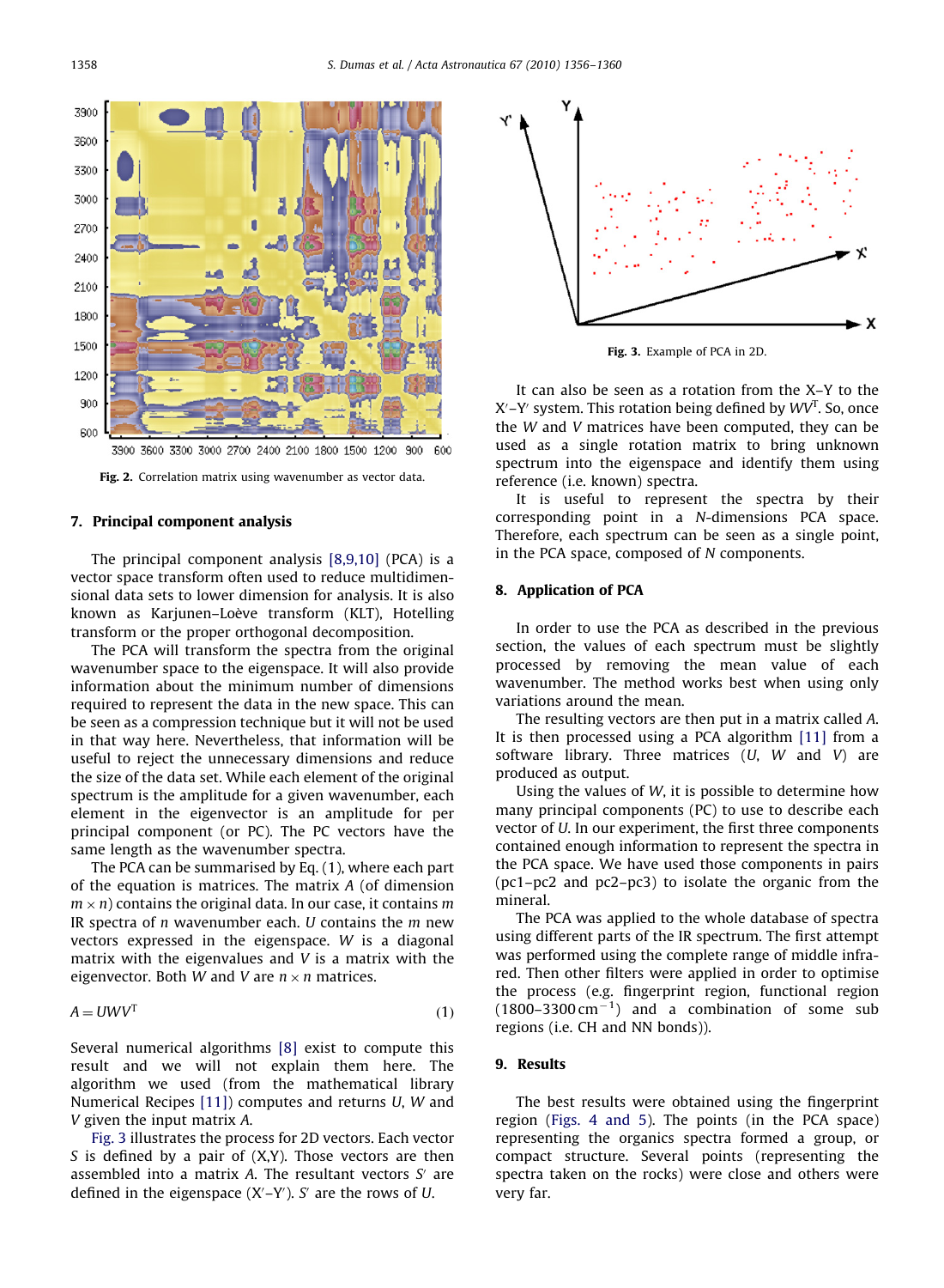Fig. 2. Correlation matrix using wavenumber as vector data.

## 7. Principal component analysis

The principal component analysis [8,9,10] (PCA) is a vector space transform often used to reduce multidimensional data sets to lower dimension for analysis. It is also known as Karjunen–Loève transform (KLT), Hotelling transform or the proper orthogonal decomposition.

The PCA will transform the spectra from the original wavenumber space to the eigenspace. It will also provide information about the minimum number of dimensions required to represent the data in the new space. This can be seen as a compression technique but it will not be used in that way here. Nevertheless, that information will be useful to reject the unnecessary dimensions and reduce the size of the data set. While each element of the original spectrum is the amplitude for a given wavenumber, each element in the eigenvector is an amplitude for per principal component (or PC). The PC vectors have the same length as the wavenumber spectra.

The PCA can be summarised by Eq. (1), where each part of the equation is matrices. The matrix $A$ (of dimension $m \times n$) contains the original data. In our case, it contains $m$ IR spectra of $n$ wavenumber each. $U$ contains the $m$ new vectors expressed in the eigenspace. $W$ is a diagonal matrix with the eigenvalues and $V$ is a matrix with the eigenvector. Both $W$ and $V$ are $n \times n$ matrices.

$$A = UWV^{T} \tag{1}$$

Several numerical algorithms [8] exist to compute this result and we will not explain them here. The algorithm we used (from the mathematical library Numerical Recipes [11]) computes and returns $U$, $W$ and $V$ given the input matrix $A$.

Fig. 3 illustrates the process for 2D vectors. Each vector $S$ is defined by a pair of (X,Y). Those vectors are then assembled into a matrix $A$. The resultant vectors $S'$ are defined in the eigenspace (X′–Y′). $S'$ are the rows of $U$.

Fig. 3. Example of PCA in 2D.

It can also be seen as a rotation from the X–Y to the X′–Y′ system. This rotation being defined by $WV^{T}$. So, once the $W$ and $V$ matrices have been computed, they can be used as a single rotation matrix to bring unknown spectrum into the eigenspace and identify them using reference (i.e. known) spectra.

It is useful to represent the spectra by their corresponding point in a $N$-dimensions PCA space. Therefore, each spectrum can be seen as a single point, in the PCA space, composed of $N$ components.

## 8. Application of PCA

In order to use the PCA as described in the previous section, the values of each spectrum must be slightly processed by removing the mean value of each wavenumber. The method works best when using only variations around the mean.

The resulting vectors are then put in a matrix called $A$. It is then processed using a PCA algorithm [11] from a software library. Three matrices ($U$, $W$ and $V$) are produced as output.

Using the values of $W$, it is possible to determine how many principal components (PC) to use to describe each vector of $U$. In our experiment, the first three components contained enough information to represent the spectra in the PCA space. We have used those components in pairs (pc1–pc2 and pc2–pc3) to isolate the organic from the mineral.

The PCA was applied to the whole database of spectra using different parts of the IR spectrum. The first attempt was performed using the complete range of middle infrared. Then other filters were applied in order to optimise the process (e.g. fingerprint region, functional region (1800–3300 $\text{cm}^{-1}$) and a combination of some sub regions (i.e. CH and NN bonds)).

## 9. Results

The best results were obtained using the fingerprint region (Figs. 4 and 5). The points (in the PCA space) representing the organics spectra formed a group, or compact structure. Several points (representing the spectra taken on the rocks) were close and others were very far.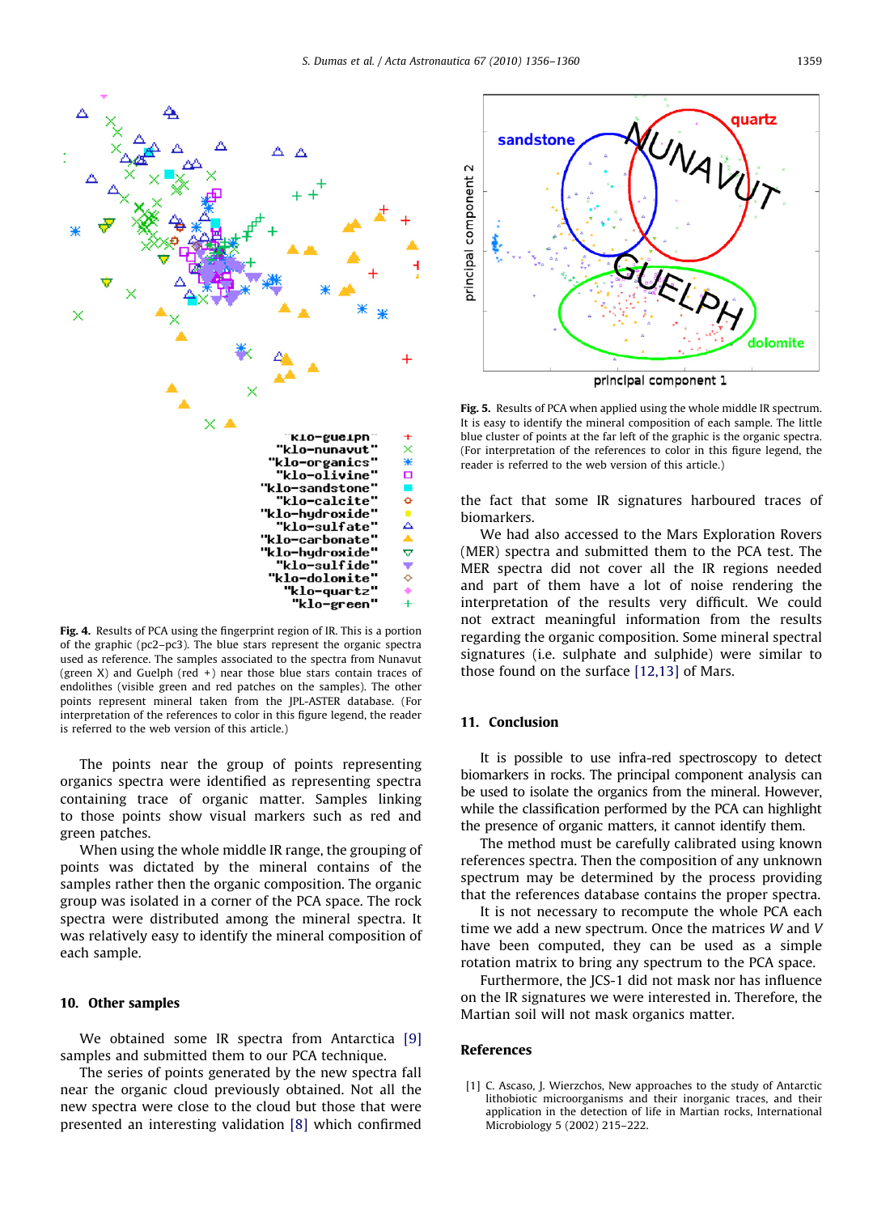"klo-guelph"
"klo-nunavut"
"klo-organics"
"klo-olivine"
"klo-sandstone"
"klo-calcite"
"klo-hydroxide"
"klo-sulfate"
"klo-carbonate"
"klo-hydroxide"
"klo-sulfide"
"klo-dolomite"
"klo-quartz"
"klo-green"

**Fig. 4.** Results of PCA using the fingerprint region of IR. This is a portion of the graphic (pc2–pc3). The blue stars represent the organic spectra used as reference. The samples associated to the spectra from Nunavut (green X) and Guelph (red +) near those blue stars contain traces of endolithes (visible green and red patches on the samples). The other points represent mineral taken from the JPL-ASTER database. (For interpretation of the references to color in this figure legend, the reader is referred to the web version of this article.)

The points near the group of points representing organics spectra were identified as representing spectra containing trace of organic matter. Samples linking to those points show visual markers such as red and green patches.

When using the whole middle IR range, the grouping of points was dictated by the mineral contains of the samples rather then the organic composition. The organic group was isolated in a corner of the PCA space. The rock spectra were distributed among the mineral spectra. It was relatively easy to identify the mineral composition of each sample.

## 10. Other samples

We obtained some IR spectra from Antarctica [9] samples and submitted them to our PCA technique.

The series of points generated by the new spectra fall near the organic cloud previously obtained. Not all the new spectra were close to the cloud but those that were presented an interesting validation [8] which confirmed the fact that some IR signatures harboured traces of biomarkers.

We had also accessed to the Mars Exploration Rovers (MER) spectra and submitted them to the PCA test. The MER spectra did not cover all the IR regions needed and part of them have a lot of noise rendering the interpretation of the results very difficult. We could not extract meaningful information from the results regarding the organic composition. Some mineral spectral signatures (i.e. sulphate and sulphide) were similar to those found on the surface [12,13] of Mars.

sandstone
quartz
NUNAVUT
GUELPH
dolomite
principal component 2
principal component 1

**Fig. 5.** Results of PCA when applied using the whole middle IR spectrum. It is easy to identify the mineral composition of each sample. The little blue cluster of points at the far left of the graphic is the organic spectra. (For interpretation of the references to color in this figure legend, the reader is referred to the web version of this article.)

## 11. Conclusion

It is possible to use infra-red spectroscopy to detect biomarkers in rocks. The principal component analysis can be used to isolate the organics from the mineral. However, while the classification performed by the PCA can highlight the presence of organic matters, it cannot identify them.

The method must be carefully calibrated using known references spectra. Then the composition of any unknown spectrum may be determined by the process providing that the references database contains the proper spectra.

It is not necessary to recompute the whole PCA each time we add a new spectrum. Once the matrices $W$ and $V$ have been computed, they can be used as a simple rotation matrix to bring any spectrum to the PCA space.

Furthermore, the JCS-1 did not mask nor has influence on the IR signatures we were interested in. Therefore, the Martian soil will not mask organics matter.

## References

[1] C. Ascaso, J. Wierzchos, New approaches to the study of Antarctic lithobiotic microorganisms and their inorganic traces, and their application in the detection of life in Martian rocks, International Microbiology 5 (2002) 215–222.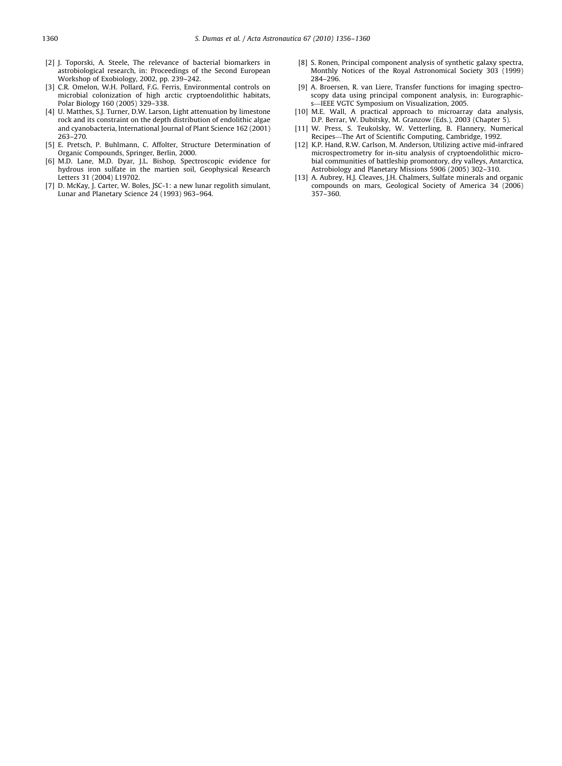[2] J. Toporski, A. Steele, The relevance of bacterial biomarkers in astrobiological research, in: Proceedings of the Second European Workshop of Exobiology, 2002, pp. 239–242.

[3] C.R. Omelon, W.H. Pollard, F.G. Ferris, Environmental controls on microbial colonization of high arctic cryptoendolithic habitats, Polar Biology 160 (2005) 329–338.

[4] U. Matthes, S.J. Turner, D.W. Larson, Light attenuation by limestone rock and its constraint on the depth distribution of endolithic algae and cyanobacteria, International Journal of Plant Science 162 (2001) 263–270.

[5] E. Pretsch, P. Buhlmann, C. Affolter, Structure Determination of Organic Compounds, Springer, Berlin, 2000.

[6] M.D. Lane, M.D. Dyar, J.L. Bishop, Spectroscopic evidence for hydrous iron sulfate in the martien soil, Geophysical Research Letters 31 (2004) L19702.

[7] D. McKay, J. Carter, W. Boles, JSC-1: a new lunar regolith simulant, Lunar and Planetary Science 24 (1993) 963–964.

[8] S. Ronen, Principal component analysis of synthetic galaxy spectra, Monthly Notices of the Royal Astronomical Society 303 (1999) 284–296.

[9] A. Broersen, R. van Liere, Transfer functions for imaging spectroscopy data using principal component analysis, in: Eurographics—IEEE VGTC Symposium on Visualization, 2005.

[10] M.E. Wall, A practical approach to microarray data analysis, D.P. Berrar, W. Dubitsky, M. Granzow (Eds.), 2003 (Chapter 5).

[11] W. Press, S. Teukolsky, W. Vetterling, B. Flannery, Numerical Recipes—The Art of Scientific Computing, Cambridge, 1992.

[12] K.P. Hand, R.W. Carlson, M. Anderson, Utilizing active mid-infrared microspectrometry for in-situ analysis of cryptoendolithic microbial communities of battleship promontory, dry valleys, Antarctica, Astrobiology and Planetary Missions 5906 (2005) 302–310.

[13] A. Aubrey, H.J. Cleaves, J.H. Chalmers, Sulfate minerals and organic compounds on mars, Geological Society of America 34 (2006) 357–360.